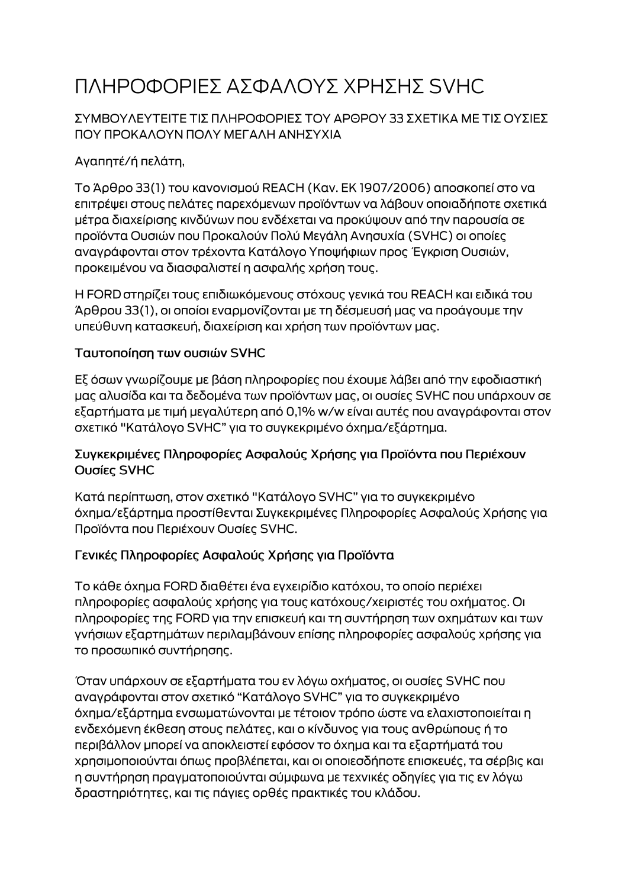# ΠΛΗΡΟΦΟΡΙΕΣ ΑΣΦΑΛΟΥΣ ΧΡΗΣΗΣ SVHC

ΣΥΜΒΟΥΛΕΥΤΕΙΤΕ ΤΙΣ ΠΛΗΡΟΦΟΡΙΕΣ ΤΟΥ ΑΡΘΡΟΥ 33 ΣΧΕΤΙΚΑ ΜΕ ΤΙΣ ΟΥΣΙΕΣ ΠΟΥ ΠΡΟΚΑΛΟΥΝ ΠΟΛΥ ΜΕΓΑΛΗ ΑΝΗΣΥΧΙΑ

Αγαπητέ/ή πελάτη,

Το Άρθρο 33(1) του κανονισμού REACH (Καν. ΕΚ 1907/2006) αποσκοπεί στο να επιτρέψει στους πελάτες παρεχόμενων προϊόντων να λάβουν οποιαδήποτε σχετικά μέτρα διαχείρισης κινδύνων που ενδέχεται να προκύψουν από την παρουσία σε προϊόντα Ουσιών που Προκαλούν Πολύ Μεγάλη Ανησυχία (SVHC) οι οποίες αναγράφονται στον τρέχοντα Κατάλογο Υποψήφιων προς Έγκριση Ουσιών, προκειμένου να διασφαλιστεί η ασφαλής χρήση τους.

Η FORD στηρίζει τους επιδιωκόμενους στόχους γενικά του REACH και ειδικά του Άρθρου 33(1), οι οποίοι εναρμονίζονται με τη δέσμευσή μας να προάγουμε την υπεύθυνη κατασκευή, διαχείριση και χρήση των προϊόντων μας.

### Ταυτοποίηση των ουσιών SVHC

Εξ όσων γνωρίζουμε με βάση πληροφορίες που έχουμε λάβει από την εφοδιαστική μας αλυσίδα και τα δεδομένα των προϊόντων μας, οι ουσίες SVHC που υπάρχουν σε εξαρτήματα με τιμή μεγαλύτερη από 0,1% w/w είναι αυτές που αναγράφονται στον σχετικό "Κατάλογο SVHC" για το συγκεκριμένο όχημα/εξάρτημα.

### Συγκεκριμένες Πληροφορίες Ασφαλούς Χρήσης για Προϊόντα που Περιέχουν Ουσίες SVHC

Κατά περίπτωση, στον σχετικό "Κατάλογο SVHC" για το συγκεκριμένο όχημα/εξάρτημα προστίθενται Συγκεκριμένες Πληροφορίες Ασφαλούς Χρήσης για Προϊόντα που Περιέχουν Ουσίες SVHC.

### Γενικές Πληροφορίες Ασφαλούς Χρήσης για Προϊόντα

Το κάθε όχημα FORD διαθέτει ένα εγχειρίδιο κατόχου, το οποίο περιέχει πληροφορίες ασφαλούς χρήσης για τους κατόχους/χειριστές του οχήματος. Οι πληροφορίες της FORD για την επισκευή και τη συντήρηση των οχημάτων και των γνήσιων εξαρτημάτων περιλαμβάνουν επίσης πληροφορίες ασφαλούς χρήσης για το προσωπικό συντήρησης.

Όταν υπάρχουν σε εξαρτήματα του εν λόγω οχήματος, οι ουσίες SVHC που αναγράφονται στον σχετικό "Κατάλογο SVHC" για το συγκεκριμένο όχημα/εξάρτημα ενσωματώνονται με τέτοιον τρόπο ώστε να ελαχιστοποιείται η ενδεχόμενη έκθεση στους πελάτες, και ο κίνδυνος για τους ανθρώπους ή το περιβάλλον μπορεί να αποκλειστεί εφόσον το όχημα και τα εξαρτήματά του χρησιμοποιούνται όπως προβλέπεται, και οι οποιεσδήποτε επισκευές, τα σέρβις και η συντήρηση πραγματοποιούνται σύμφωνα με τεχνικές οδηγίες για τις εν λόγω δραστηριότητες, και τις πάγιες ορθές πρακτικές του κλάδου.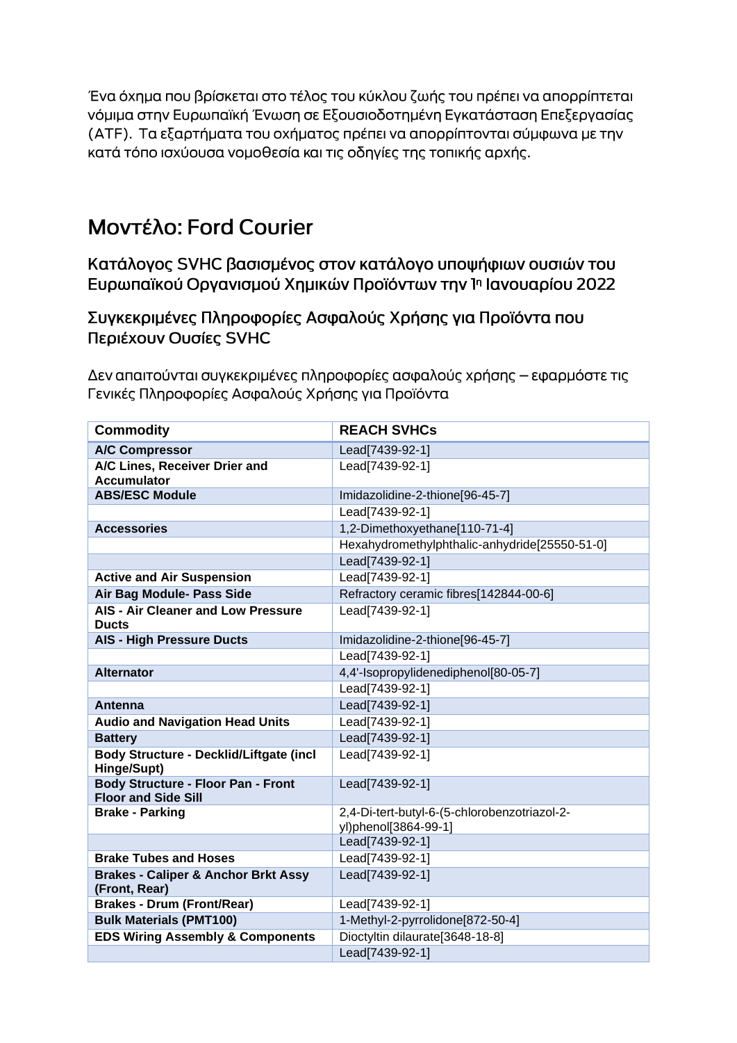Ένα όχημα που βρίσκεται στο τέλος του κύκλου ζωής του πρέπει να απορρίπτεται νόμιμα στην Ευρωπαϊκή Ένωση σε Εξουσιοδοτημένη Εγκατάσταση Επεξεργασίας (ATF). Τα εξαρτήματα του οχήματος πρέπει να απορρίπτονται σύμφωνα με την κατά τόπο ισχύουσα νομοθεσία και τις οδηγίες της τοπικής αρχής.

# Μοντέλο: Ford Courier

## Κατάλογος SVHC βασισμένος στον κατάλογο υποψήφιων ουσιών του Ευρωπαϊκού Οργανισμού Χημικών Προϊόντων την 1η Ιανουαρίου 2022

## Συγκεκριμένες Πληροφορίες Ασφαλούς Χρήσης για Προϊόντα που Περιέχουν Ουσίες SVHC

Δεν απαιτούνται συγκεκριμένες πληροφορίες ασφαλούς χρήσης – εφαρμόστε τις Γενικές Πληροφορίες Ασφαλούς Χρήσης για Προϊόντα

| Commodity | REACH SVHCs |
|---|---|
| **A/C Compressor** | Lead[7439-92-1] |
| **A/C Lines, Receiver Drier and Accumulator** | Lead[7439-92-1] |
| **ABS/ESC Module** | Imidazolidine-2-thione[96-45-7] |
| | Lead[7439-92-1] |
| **Accessories** | 1,2-Dimethoxyethane[110-71-4] |
| | Hexahydromethylphthalic-anhydride[25550-51-0] |
| | Lead[7439-92-1] |
| **Active and Air Suspension** | Lead[7439-92-1] |
| **Air Bag Module- Pass Side** | Refractory ceramic fibres[142844-00-6] |
| **AIS - Air Cleaner and Low Pressure Ducts** | Lead[7439-92-1] |
| **AIS - High Pressure Ducts** | Imidazolidine-2-thione[96-45-7] |
| | Lead[7439-92-1] |
| **Alternator** | 4,4'-Isopropylidenediphenol[80-05-7] |
| | Lead[7439-92-1] |
| **Antenna** | Lead[7439-92-1] |
| **Audio and Navigation Head Units** | Lead[7439-92-1] |
| **Battery** | Lead[7439-92-1] |
| **Body Structure - Decklid/Liftgate (incl Hinge/Supt)** | Lead[7439-92-1] |
| **Body Structure - Floor Pan - Front Floor and Side Sill** | Lead[7439-92-1] |
| **Brake - Parking** | 2,4-Di-tert-butyl-6-(5-chlorobenzotriazol-2-yl)phenol[3864-99-1] |
| | Lead[7439-92-1] |
| **Brake Tubes and Hoses** | Lead[7439-92-1] |
| **Brakes - Caliper & Anchor Brkt Assy (Front, Rear)** | Lead[7439-92-1] |
| **Brakes - Drum (Front/Rear)** | Lead[7439-92-1] |
| **Bulk Materials (PMT100)** | 1-Methyl-2-pyrrolidone[872-50-4] |
| **EDS Wiring Assembly & Components** | Dioctyltin dilaurate[3648-18-8] |
| | Lead[7439-92-1] |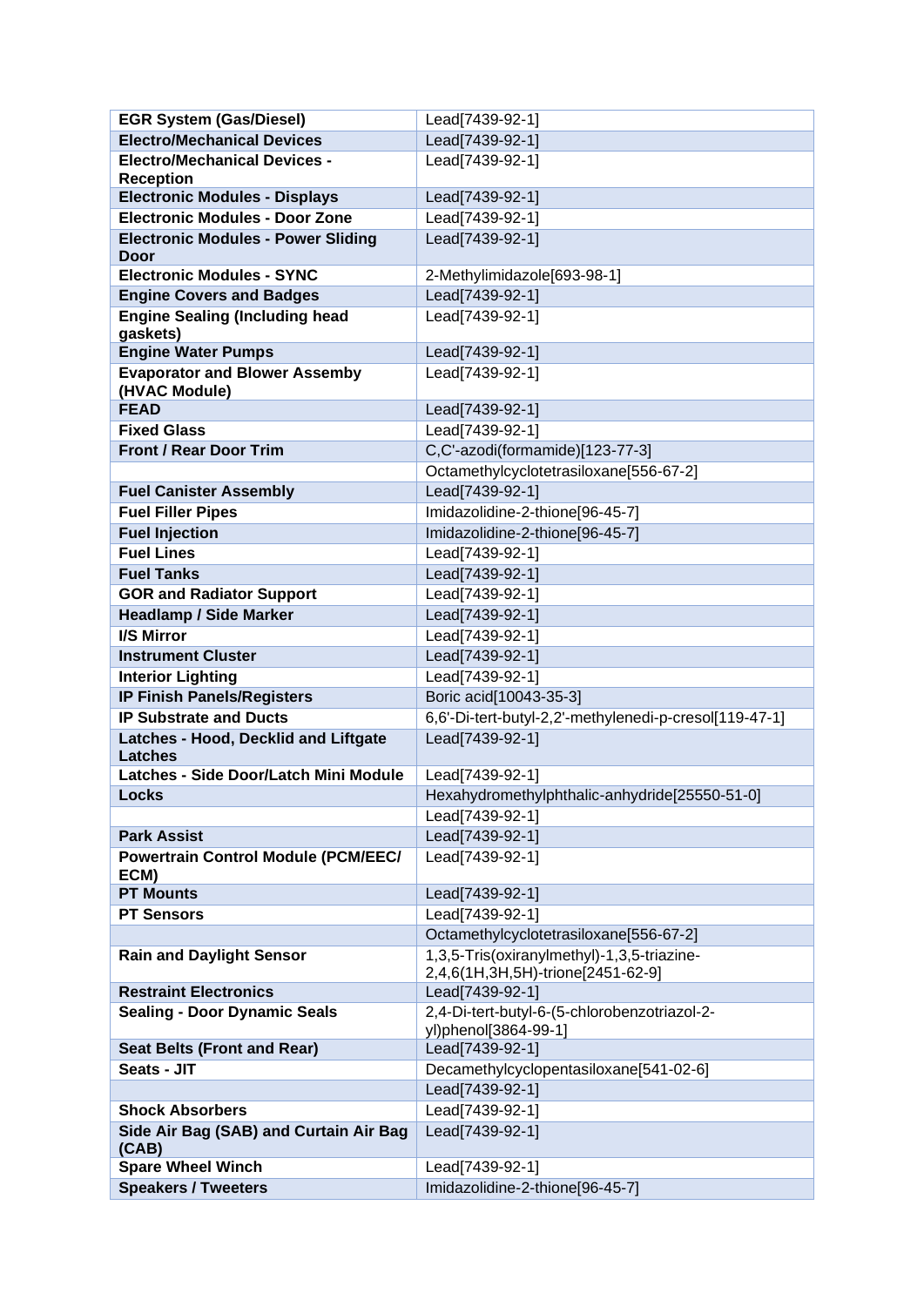| **EGR System (Gas/Diesel)** | Lead[7439-92-1] |
|---|---|
| **Electro/Mechanical Devices** | Lead[7439-92-1] |
| **Electro/Mechanical Devices - Reception** | Lead[7439-92-1] |
| **Electronic Modules - Displays** | Lead[7439-92-1] |
| **Electronic Modules - Door Zone** | Lead[7439-92-1] |
| **Electronic Modules - Power Sliding Door** | Lead[7439-92-1] |
| **Electronic Modules - SYNC** | 2-Methylimidazole[693-98-1] |
| **Engine Covers and Badges** | Lead[7439-92-1] |
| **Engine Sealing (Including head gaskets)** | Lead[7439-92-1] |
| **Engine Water Pumps** | Lead[7439-92-1] |
| **Evaporator and Blower Assemby (HVAC Module)** | Lead[7439-92-1] |
| **FEAD** | Lead[7439-92-1] |
| **Fixed Glass** | Lead[7439-92-1] |
| **Front / Rear Door Trim** | C,C'-azodi(formamide)[123-77-3] |
| | Octamethylcyclotetrasiloxane[556-67-2] |
| **Fuel Canister Assembly** | Lead[7439-92-1] |
| **Fuel Filler Pipes** | Imidazolidine-2-thione[96-45-7] |
| **Fuel Injection** | Imidazolidine-2-thione[96-45-7] |
| **Fuel Lines** | Lead[7439-92-1] |
| **Fuel Tanks** | Lead[7439-92-1] |
| **GOR and Radiator Support** | Lead[7439-92-1] |
| **Headlamp / Side Marker** | Lead[7439-92-1] |
| **I/S Mirror** | Lead[7439-92-1] |
| **Instrument Cluster** | Lead[7439-92-1] |
| **Interior Lighting** | Lead[7439-92-1] |
| **IP Finish Panels/Registers** | Boric acid[10043-35-3] |
| **IP Substrate and Ducts** | 6,6'-Di-tert-butyl-2,2'-methylenedi-p-cresol[119-47-1] |
| **Latches - Hood, Decklid and Liftgate Latches** | Lead[7439-92-1] |
| **Latches - Side Door/Latch Mini Module** | Lead[7439-92-1] |
| **Locks** | Hexahydromethylphthalic-anhydride[25550-51-0] |
| | Lead[7439-92-1] |
| **Park Assist** | Lead[7439-92-1] |
| **Powertrain Control Module (PCM/EEC/ECM)** | Lead[7439-92-1] |
| **PT Mounts** | Lead[7439-92-1] |
| **PT Sensors** | Lead[7439-92-1] |
| | Octamethylcyclotetrasiloxane[556-67-2] |
| **Rain and Daylight Sensor** | 1,3,5-Tris(oxiranylmethyl)-1,3,5-triazine-2,4,6(1H,3H,5H)-trione[2451-62-9] |
| **Restraint Electronics** | Lead[7439-92-1] |
| **Sealing - Door Dynamic Seals** | 2,4-Di-tert-butyl-6-(5-chlorobenzotriazol-2-yl)phenol[3864-99-1] |
| **Seat Belts (Front and Rear)** | Lead[7439-92-1] |
| **Seats - JIT** | Decamethylcyclopentasiloxane[541-02-6] |
| | Lead[7439-92-1] |
| **Shock Absorbers** | Lead[7439-92-1] |
| **Side Air Bag (SAB) and Curtain Air Bag (CAB)** | Lead[7439-92-1] |
| **Spare Wheel Winch** | Lead[7439-92-1] |
| **Speakers / Tweeters** | Imidazolidine-2-thione[96-45-7] |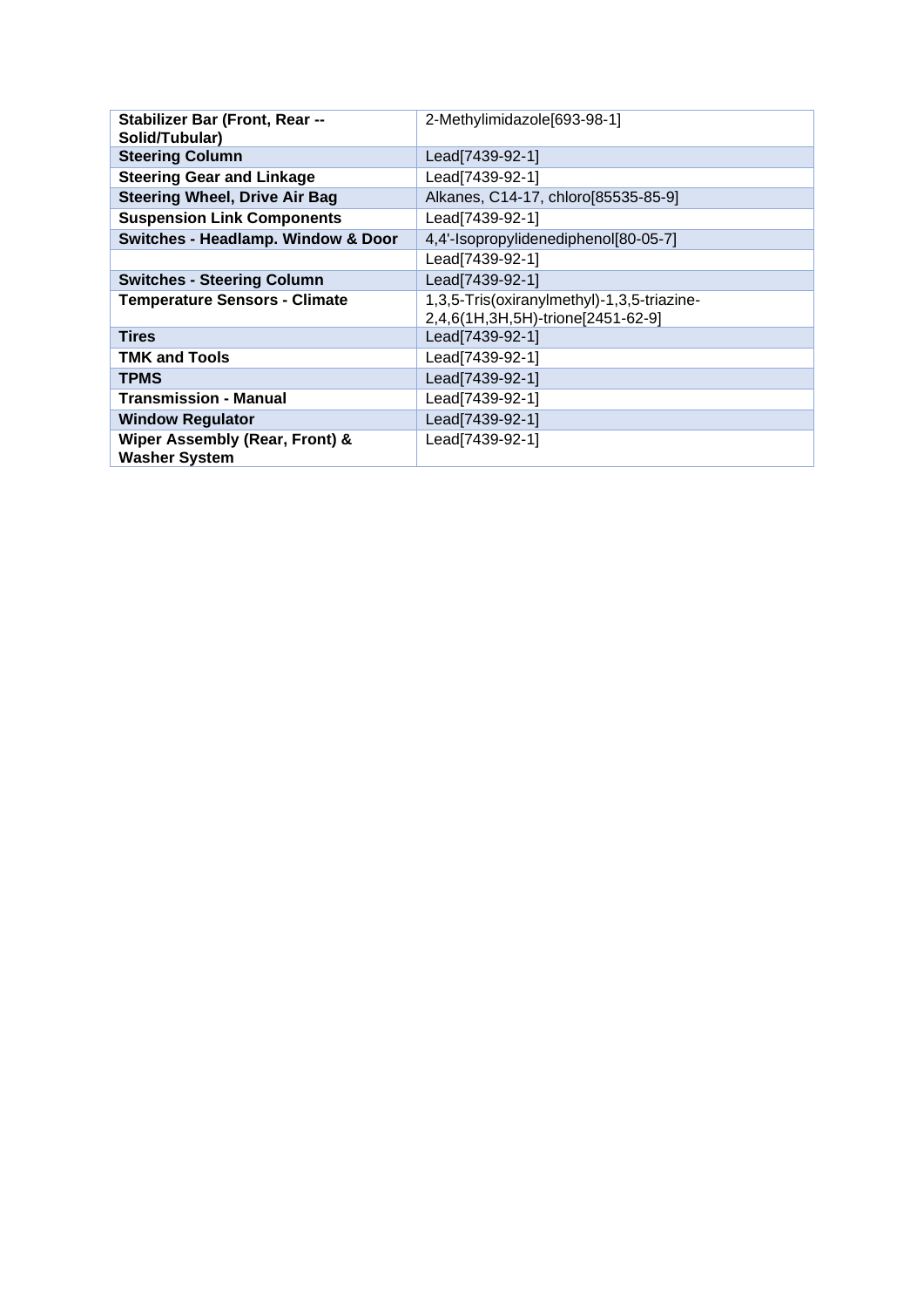| | |
|---|---|
| **Stabilizer Bar (Front, Rear -- Solid/Tubular)** | 2-Methylimidazole[693-98-1] |
| **Steering Column** | Lead[7439-92-1] |
| **Steering Gear and Linkage** | Lead[7439-92-1] |
| **Steering Wheel, Drive Air Bag** | Alkanes, C14-17, chloro[85535-85-9] |
| **Suspension Link Components** | Lead[7439-92-1] |
| **Switches - Headlamp. Window & Door** | 4,4'-Isopropylidenediphenol[80-05-7] |
| | Lead[7439-92-1] |
| **Switches - Steering Column** | Lead[7439-92-1] |
| **Temperature Sensors - Climate** | 1,3,5-Tris(oxiranylmethyl)-1,3,5-triazine-2,4,6(1H,3H,5H)-trione[2451-62-9] |
| **Tires** | Lead[7439-92-1] |
| **TMK and Tools** | Lead[7439-92-1] |
| **TPMS** | Lead[7439-92-1] |
| **Transmission - Manual** | Lead[7439-92-1] |
| **Window Regulator** | Lead[7439-92-1] |
| **Wiper Assembly (Rear, Front) & Washer System** | Lead[7439-92-1] |